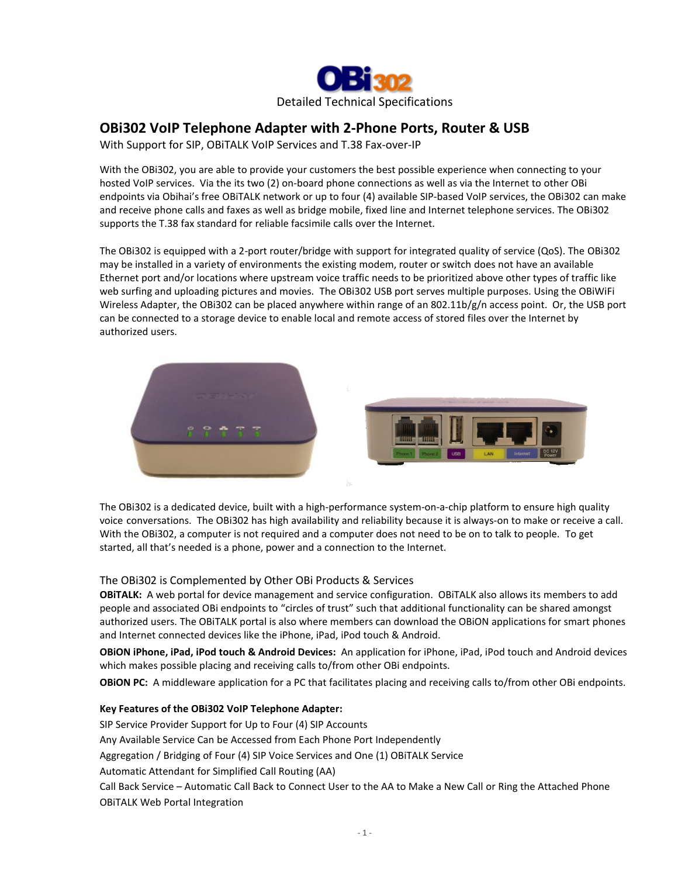# OBi302

Detailed Technical Specifications

## OBi302 VoIP Telephone Adapter with 2-Phone Ports, Router & USB

With Support for SIP, OBiTALK VoIP Services and T.38 Fax-over-IP

With the OBi302, you are able to provide your customers the best possible experience when connecting to your hosted VoIP services. Via the its two (2) on-board phone connections as well as via the Internet to other OBi endpoints via Obihai's free OBiTALK network or up to four (4) available SIP-based VoIP services, the OBi302 can make and receive phone calls and faxes as well as bridge mobile, fixed line and Internet telephone services. The OBi302 supports the T.38 fax standard for reliable facsimile calls over the Internet.

The OBi302 is equipped with a 2-port router/bridge with support for integrated quality of service (QoS). The OBi302 may be installed in a variety of environments the existing modem, router or switch does not have an available Ethernet port and/or locations where upstream voice traffic needs to be prioritized above other types of traffic like web surfing and uploading pictures and movies. The OBi302 USB port serves multiple purposes. Using the OBiWiFi Wireless Adapter, the OBi302 can be placed anywhere within range of an 802.11b/g/n access point. Or, the USB port can be connected to a storage device to enable local and remote access of stored files over the Internet by authorized users.

The OBi302 is a dedicated device, built with a high-performance system-on-a-chip platform to ensure high quality voice conversations. The OBi302 has high availability and reliability because it is always-on to make or receive a call. With the OBi302, a computer is not required and a computer does not need to be on to talk to people. To get started, all that's needed is a phone, power and a connection to the Internet.

### The OBi302 is Complemented by Other OBi Products & Services

**OBiTALK:** A web portal for device management and service configuration. OBiTALK also allows its members to add people and associated OBi endpoints to "circles of trust" such that additional functionality can be shared amongst authorized users. The OBiTALK portal is also where members can download the OBiON applications for smart phones and Internet connected devices like the iPhone, iPad, iPod touch & Android.

**OBiON iPhone, iPad, iPod touch & Android Devices:** An application for iPhone, iPad, iPod touch and Android devices which makes possible placing and receiving calls to/from other OBi endpoints.

**OBiON PC:** A middleware application for a PC that facilitates placing and receiving calls to/from other OBi endpoints.

**Key Features of the OBi302 VoIP Telephone Adapter:**

SIP Service Provider Support for Up to Four (4) SIP Accounts
Any Available Service Can be Accessed from Each Phone Port Independently
Aggregation / Bridging of Four (4) SIP Voice Services and One (1) OBiTALK Service
Automatic Attendant for Simplified Call Routing (AA)
Call Back Service – Automatic Call Back to Connect User to the AA to Make a New Call or Ring the Attached Phone
OBiTALK Web Portal Integration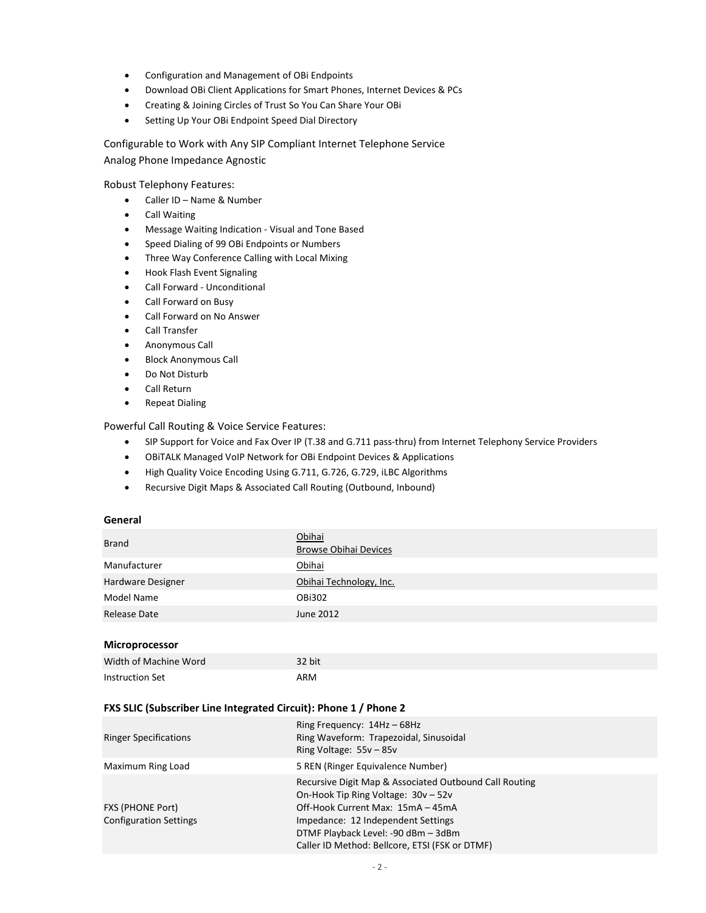- Configuration and Management of OBi Endpoints
- Download OBi Client Applications for Smart Phones, Internet Devices & PCs
- Creating & Joining Circles of Trust So You Can Share Your OBi
- Setting Up Your OBi Endpoint Speed Dial Directory

Configurable to Work with Any SIP Compliant Internet Telephone Service
Analog Phone Impedance Agnostic

Robust Telephony Features:

- Caller ID – Name & Number
- Call Waiting
- Message Waiting Indication - Visual and Tone Based
- Speed Dialing of 99 OBi Endpoints or Numbers
- Three Way Conference Calling with Local Mixing
- Hook Flash Event Signaling
- Call Forward - Unconditional
- Call Forward on Busy
- Call Forward on No Answer
- Call Transfer
- Anonymous Call
- Block Anonymous Call
- Do Not Disturb
- Call Return
- Repeat Dialing

Powerful Call Routing & Voice Service Features:

- SIP Support for Voice and Fax Over IP (T.38 and G.711 pass-thru) from Internet Telephony Service Providers
- OBiTALK Managed VoIP Network for OBi Endpoint Devices & Applications
- High Quality Voice Encoding Using G.711, G.726, G.729, iLBC Algorithms
- Recursive Digit Maps & Associated Call Routing (Outbound, Inbound)

### General

| | |
|---|---|
| Brand | Obihai<br>Browse Obihai Devices |
| Manufacturer | Obihai |
| Hardware Designer | Obihai Technology, Inc. |
| Model Name | OBi302 |
| Release Date | June 2012 |

### Microprocessor

| | |
|---|---|
| Width of Machine Word | 32 bit |
| Instruction Set | ARM |

### FXS SLIC (Subscriber Line Integrated Circuit): Phone 1 / Phone 2

| | |
|---|---|
| Ringer Specifications | Ring Frequency: 14Hz – 68Hz<br>Ring Waveform: Trapezoidal, Sinusoidal<br>Ring Voltage: 55v – 85v |
| Maximum Ring Load | 5 REN (Ringer Equivalence Number) |
| FXS (PHONE Port) Configuration Settings | Recursive Digit Map & Associated Outbound Call Routing<br>On-Hook Tip Ring Voltage: 30v – 52v<br>Off-Hook Current Max: 15mA – 45mA<br>Impedance: 12 Independent Settings<br>DTMF Playback Level: -90 dBm – 3dBm<br>Caller ID Method: Bellcore, ETSI (FSK or DTMF) |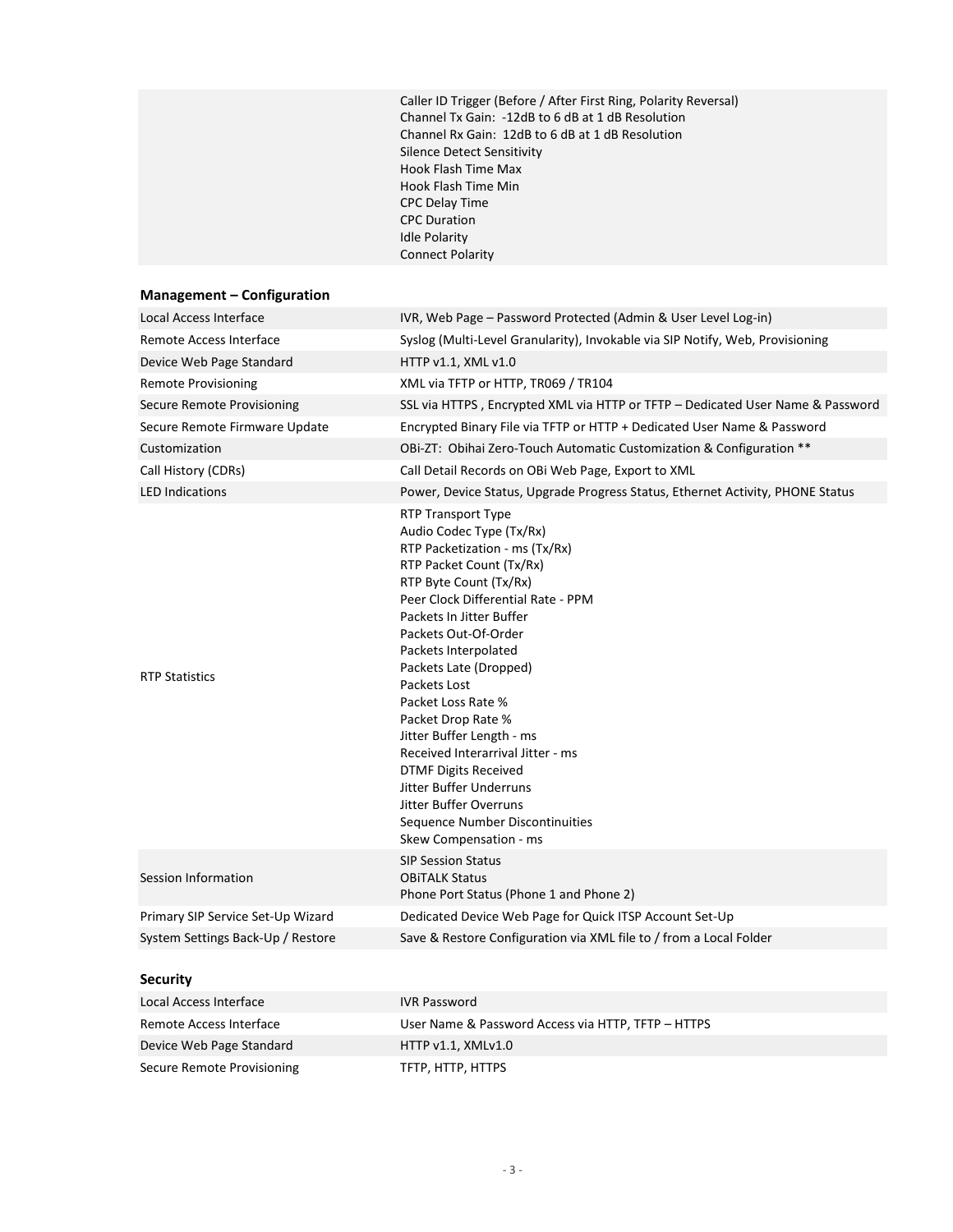| | |
|---|---|
| | Caller ID Trigger (Before / After First Ring, Polarity Reversal)<br>Channel Tx Gain: -12dB to 6 dB at 1 dB Resolution<br>Channel Rx Gain: 12dB to 6 dB at 1 dB Resolution<br>Silence Detect Sensitivity<br>Hook Flash Time Max<br>Hook Flash Time Min<br>CPC Delay Time<br>CPC Duration<br>Idle Polarity<br>Connect Polarity |

### Management – Configuration

| | |
|---|---|
| Local Access Interface | IVR, Web Page – Password Protected (Admin & User Level Log-in) |
| Remote Access Interface | Syslog (Multi-Level Granularity), Invokable via SIP Notify, Web, Provisioning |
| Device Web Page Standard | HTTP v1.1, XML v1.0 |
| Remote Provisioning | XML via TFTP or HTTP, TR069 / TR104 |
| Secure Remote Provisioning | SSL via HTTPS , Encrypted XML via HTTP or TFTP – Dedicated User Name & Password |
| Secure Remote Firmware Update | Encrypted Binary File via TFTP or HTTP + Dedicated User Name & Password |
| Customization | OBi-ZT: Obihai Zero-Touch Automatic Customization & Configuration ** |
| Call History (CDRs) | Call Detail Records on OBi Web Page, Export to XML |
| LED Indications | Power, Device Status, Upgrade Progress Status, Ethernet Activity, PHONE Status |
| RTP Statistics | RTP Transport Type<br>Audio Codec Type (Tx/Rx)<br>RTP Packetization - ms (Tx/Rx)<br>RTP Packet Count (Tx/Rx)<br>RTP Byte Count (Tx/Rx)<br>Peer Clock Differential Rate - PPM<br>Packets In Jitter Buffer<br>Packets Out-Of-Order<br>Packets Interpolated<br>Packets Late (Dropped)<br>Packets Lost<br>Packet Loss Rate %<br>Packet Drop Rate %<br>Jitter Buffer Length - ms<br>Received Interarrival Jitter - ms<br>DTMF Digits Received<br>Jitter Buffer Underruns<br>Jitter Buffer Overruns<br>Sequence Number Discontinuities<br>Skew Compensation - ms |
| Session Information | SIP Session Status<br>OBiTALK Status<br>Phone Port Status (Phone 1 and Phone 2) |
| Primary SIP Service Set-Up Wizard | Dedicated Device Web Page for Quick ITSP Account Set-Up |
| System Settings Back-Up / Restore | Save & Restore Configuration via XML file to / from a Local Folder |

### Security

| | |
|---|---|
| Local Access Interface | IVR Password |
| Remote Access Interface | User Name & Password Access via HTTP, TFTP – HTTPS |
| Device Web Page Standard | HTTP v1.1, XMLv1.0 |
| Secure Remote Provisioning | TFTP, HTTP, HTTPS |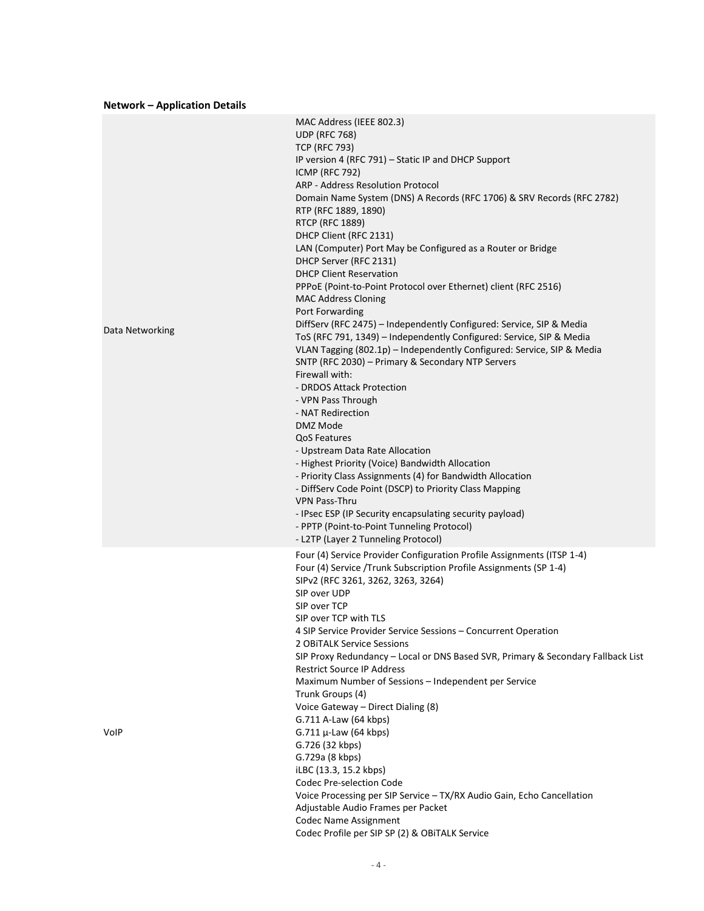**Network – Application Details**

| | |
|---|---|
| Data Networking | MAC Address (IEEE 802.3)<br>UDP (RFC 768)<br>TCP (RFC 793)<br>IP version 4 (RFC 791) – Static IP and DHCP Support<br>ICMP (RFC 792)<br>ARP - Address Resolution Protocol<br>Domain Name System (DNS) A Records (RFC 1706) & SRV Records (RFC 2782)<br>RTP (RFC 1889, 1890)<br>RTCP (RFC 1889)<br>DHCP Client (RFC 2131)<br>LAN (Computer) Port May be Configured as a Router or Bridge<br>DHCP Server (RFC 2131)<br>DHCP Client Reservation<br>PPPoE (Point-to-Point Protocol over Ethernet) client (RFC 2516)<br>MAC Address Cloning<br>Port Forwarding<br>DiffServ (RFC 2475) – Independently Configured: Service, SIP & Media<br>ToS (RFC 791, 1349) – Independently Configured: Service, SIP & Media<br>VLAN Tagging (802.1p) – Independently Configured: Service, SIP & Media<br>SNTP (RFC 2030) – Primary & Secondary NTP Servers<br>Firewall with:<br>- DRDOS Attack Protection<br>- VPN Pass Through<br>- NAT Redirection<br>DMZ Mode<br>QoS Features<br>- Upstream Data Rate Allocation<br>- Highest Priority (Voice) Bandwidth Allocation<br>- Priority Class Assignments (4) for Bandwidth Allocation<br>- DiffServ Code Point (DSCP) to Priority Class Mapping<br>VPN Pass-Thru<br>- IPsec ESP (IP Security encapsulating security payload)<br>- PPTP (Point-to-Point Tunneling Protocol)<br>- L2TP (Layer 2 Tunneling Protocol) |
| VoIP | Four (4) Service Provider Configuration Profile Assignments (ITSP 1-4)<br>Four (4) Service /Trunk Subscription Profile Assignments (SP 1-4)<br>SIPv2 (RFC 3261, 3262, 3263, 3264)<br>SIP over UDP<br>SIP over TCP<br>SIP over TCP with TLS<br>4 SIP Service Provider Service Sessions – Concurrent Operation<br>2 OBiTALK Service Sessions<br>SIP Proxy Redundancy – Local or DNS Based SVR, Primary & Secondary Fallback List<br>Restrict Source IP Address<br>Maximum Number of Sessions – Independent per Service<br>Trunk Groups (4)<br>Voice Gateway – Direct Dialing (8)<br>G.711 A-Law (64 kbps)<br>G.711 µ-Law (64 kbps)<br>G.726 (32 kbps)<br>G.729a (8 kbps)<br>iLBC (13.3, 15.2 kbps)<br>Codec Pre-selection Code<br>Voice Processing per SIP Service – TX/RX Audio Gain, Echo Cancellation<br>Adjustable Audio Frames per Packet<br>Codec Name Assignment<br>Codec Profile per SIP SP (2) & OBiTALK Service |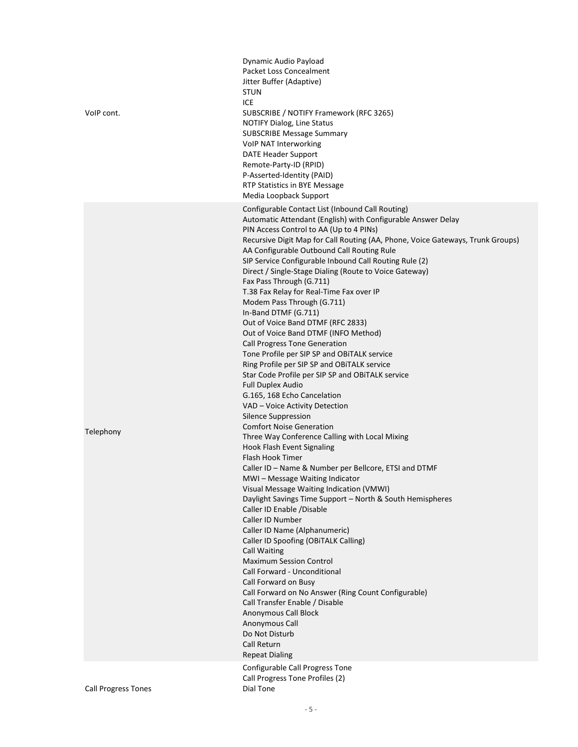| | |
|---|---|
| VoIP cont. | Dynamic Audio Payload<br>Packet Loss Concealment<br>Jitter Buffer (Adaptive)<br>STUN<br>ICE<br>SUBSCRIBE / NOTIFY Framework (RFC 3265)<br>NOTIFY Dialog, Line Status<br>SUBSCRIBE Message Summary<br>VoIP NAT Interworking<br>DATE Header Support<br>Remote-Party-ID (RPID)<br>P-Asserted-Identity (PAID)<br>RTP Statistics in BYE Message<br>Media Loopback Support |
| Telephony | Configurable Contact List (Inbound Call Routing)<br>Automatic Attendant (English) with Configurable Answer Delay<br>PIN Access Control to AA (Up to 4 PINs)<br>Recursive Digit Map for Call Routing (AA, Phone, Voice Gateways, Trunk Groups)<br>AA Configurable Outbound Call Routing Rule<br>SIP Service Configurable Inbound Call Routing Rule (2)<br>Direct / Single-Stage Dialing (Route to Voice Gateway)<br>Fax Pass Through (G.711)<br>T.38 Fax Relay for Real-Time Fax over IP<br>Modem Pass Through (G.711)<br>In-Band DTMF (G.711)<br>Out of Voice Band DTMF (RFC 2833)<br>Out of Voice Band DTMF (INFO Method)<br>Call Progress Tone Generation<br>Tone Profile per SIP SP and OBiTALK service<br>Ring Profile per SIP SP and OBiTALK service<br>Star Code Profile per SIP SP and OBiTALK service<br>Full Duplex Audio<br>G.165, 168 Echo Cancelation<br>VAD – Voice Activity Detection<br>Silence Suppression<br>Comfort Noise Generation<br>Three Way Conference Calling with Local Mixing<br>Hook Flash Event Signaling<br>Flash Hook Timer<br>Caller ID – Name & Number per Bellcore, ETSI and DTMF<br>MWI – Message Waiting Indicator<br>Visual Message Waiting Indication (VMWI)<br>Daylight Savings Time Support – North & South Hemispheres<br>Caller ID Enable /Disable<br>Caller ID Number<br>Caller ID Name (Alphanumeric)<br>Caller ID Spoofing (OBiTALK Calling)<br>Call Waiting<br>Maximum Session Control<br>Call Forward - Unconditional<br>Call Forward on Busy<br>Call Forward on No Answer (Ring Count Configurable)<br>Call Transfer Enable / Disable<br>Anonymous Call Block<br>Anonymous Call<br>Do Not Disturb<br>Call Return<br>Repeat Dialing |
| Call Progress Tones | Configurable Call Progress Tone<br>Call Progress Tone Profiles (2)<br>Dial Tone |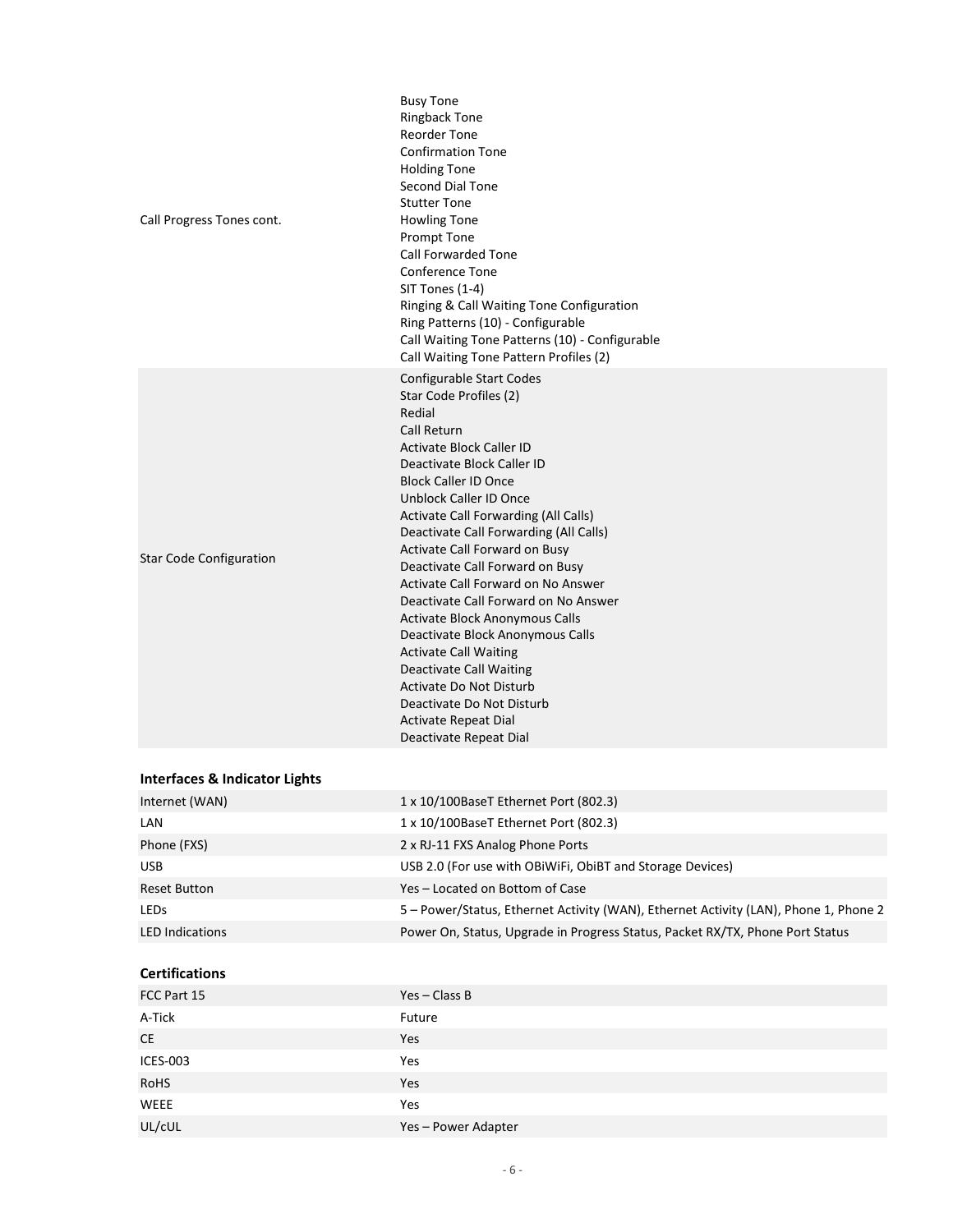| | |
|---|---|
| Call Progress Tones cont. | Busy Tone<br>Ringback Tone<br>Reorder Tone<br>Confirmation Tone<br>Holding Tone<br>Second Dial Tone<br>Stutter Tone<br>Howling Tone<br>Prompt Tone<br>Call Forwarded Tone<br>Conference Tone<br>SIT Tones (1-4)<br>Ringing & Call Waiting Tone Configuration<br>Ring Patterns (10) - Configurable<br>Call Waiting Tone Patterns (10) - Configurable<br>Call Waiting Tone Pattern Profiles (2) |
| Star Code Configuration | Configurable Start Codes<br>Star Code Profiles (2)<br>Redial<br>Call Return<br>Activate Block Caller ID<br>Deactivate Block Caller ID<br>Block Caller ID Once<br>Unblock Caller ID Once<br>Activate Call Forwarding (All Calls)<br>Deactivate Call Forwarding (All Calls)<br>Activate Call Forward on Busy<br>Deactivate Call Forward on Busy<br>Activate Call Forward on No Answer<br>Deactivate Call Forward on No Answer<br>Activate Block Anonymous Calls<br>Deactivate Block Anonymous Calls<br>Activate Call Waiting<br>Deactivate Call Waiting<br>Activate Do Not Disturb<br>Deactivate Do Not Disturb<br>Activate Repeat Dial<br>Deactivate Repeat Dial |

**Interfaces & Indicator Lights**

| | |
|---|---|
| Internet (WAN) | 1 x 10/100BaseT Ethernet Port (802.3) |
| LAN | 1 x 10/100BaseT Ethernet Port (802.3) |
| Phone (FXS) | 2 x RJ-11 FXS Analog Phone Ports |
| USB | USB 2.0 (For use with OBiWiFi, ObiBT and Storage Devices) |
| Reset Button | Yes – Located on Bottom of Case |
| LEDs | 5 – Power/Status, Ethernet Activity (WAN), Ethernet Activity (LAN), Phone 1, Phone 2 |
| LED Indications | Power On, Status, Upgrade in Progress Status, Packet RX/TX, Phone Port Status |

**Certifications**

| | |
|---|---|
| FCC Part 15 | Yes – Class B |
| A-Tick | Future |
| CE | Yes |
| ICES-003 | Yes |
| RoHS | Yes |
| WEEE | Yes |
| UL/cUL | Yes – Power Adapter |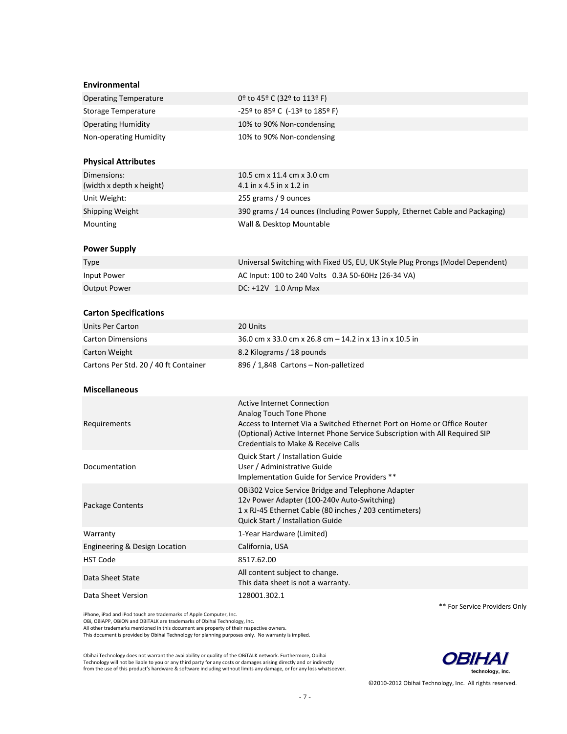### Environmental

| | |
|---|---|
| Operating Temperature | 0º to 45º C (32º to 113º F) |
| Storage Temperature | -25º to 85º C (-13º to 185º F) |
| Operating Humidity | 10% to 90% Non-condensing |
| Non-operating Humidity | 10% to 90% Non-condensing |

### Physical Attributes

| | |
|---|---|
| Dimensions:<br>(width x depth x height) | 10.5 cm x 11.4 cm x 3.0 cm<br>4.1 in x 4.5 in x 1.2 in |
| Unit Weight: | 255 grams / 9 ounces |
| Shipping Weight | 390 grams / 14 ounces (Including Power Supply, Ethernet Cable and Packaging) |
| Mounting | Wall & Desktop Mountable |

### Power Supply

| | |
|---|---|
| Type | Universal Switching with Fixed US, EU, UK Style Plug Prongs (Model Dependent) |
| Input Power | AC Input: 100 to 240 Volts 0.3A 50-60Hz (26-34 VA) |
| Output Power | DC: +12V 1.0 Amp Max |

### Carton Specifications

| | |
|---|---|
| Units Per Carton | 20 Units |
| Carton Dimensions | 36.0 cm x 33.0 cm x 26.8 cm – 14.2 in x 13 in x 10.5 in |
| Carton Weight | 8.2 Kilograms / 18 pounds |
| Cartons Per Std. 20 / 40 ft Container | 896 / 1,848 Cartons – Non-palletized |

### Miscellaneous

| | |
|---|---|
| Requirements | Active Internet Connection<br>Analog Touch Tone Phone<br>Access to Internet Via a Switched Ethernet Port on Home or Office Router<br>(Optional) Active Internet Phone Service Subscription with All Required SIP Credentials to Make & Receive Calls |
| Documentation | Quick Start / Installation Guide<br>User / Administrative Guide<br>Implementation Guide for Service Providers ** |
| Package Contents | OBi302 Voice Service Bridge and Telephone Adapter<br>12v Power Adapter (100-240v Auto-Switching)<br>1 x RJ-45 Ethernet Cable (80 inches / 203 centimeters)<br>Quick Start / Installation Guide |
| Warranty | 1-Year Hardware (Limited) |
| Engineering & Design Location | California, USA |
| HST Code | 8517.62.00 |
| Data Sheet State | All content subject to change.<br>This data sheet is not a warranty. |
| Data Sheet Version | 128001.302.1 |

** For Service Providers Only

iPhone, iPad and iPod touch are trademarks of Apple Computer, Inc.
OBi, OBiAPP, OBiON and OBiTALK are trademarks of Obihai Technology, Inc.
All other trademarks mentioned in this document are property of their respective owners.
This document is provided by Obihai Technology for planning purposes only. No warranty is implied.

Obihai Technology does not warrant the availability or quality of the OBiTALK network. Furthermore, Obihai Technology will not be liable to you or any third party for any costs or damages arising directly and or indirectly from the use of this product's hardware & software including without limits any damage, or for any loss whatsoever.

OBIHAI technology, inc.

©2010-2012 Obihai Technology, Inc. All rights reserved.